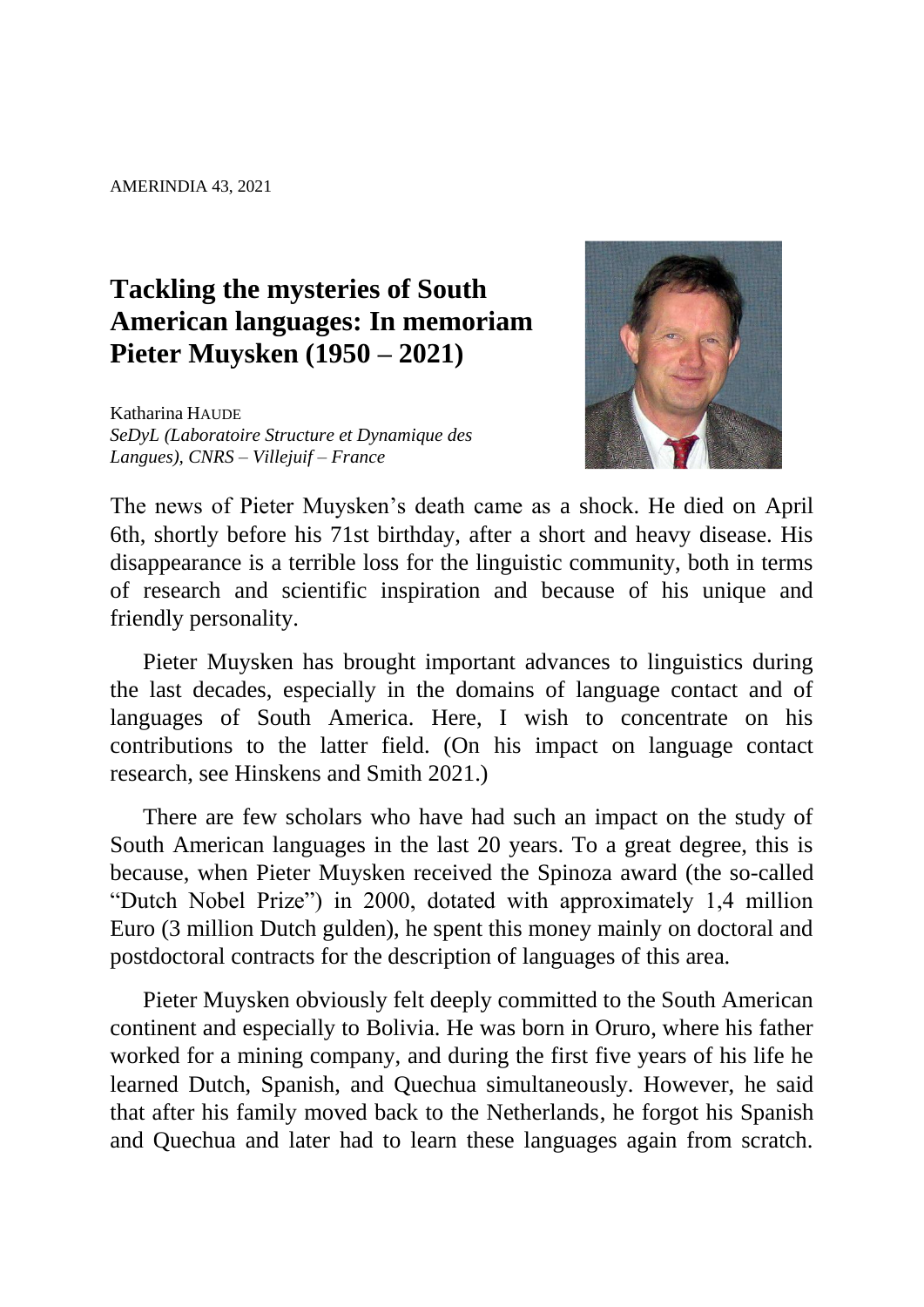# Tackling the mysteries of South American languages: In memoriam Pieter Muysken (1950 – 2021)

Katharina HAUDE
*SeDyL (Laboratoire Structure et Dynamique des Langues), CNRS – Villejuif – France*

The news of Pieter Muysken's death came as a shock. He died on April 6th, shortly before his 71st birthday, after a short and heavy disease. His disappearance is a terrible loss for the linguistic community, both in terms of research and scientific inspiration and because of his unique and friendly personality.

Pieter Muysken has brought important advances to linguistics during the last decades, especially in the domains of language contact and of languages of South America. Here, I wish to concentrate on his contributions to the latter field. (On his impact on language contact research, see Hinskens and Smith 2021.)

There are few scholars who have had such an impact on the study of South American languages in the last 20 years. To a great degree, this is because, when Pieter Muysken received the Spinoza award (the so-called "Dutch Nobel Prize") in 2000, dotated with approximately 1,4 million Euro (3 million Dutch gulden), he spent this money mainly on doctoral and postdoctoral contracts for the description of languages of this area.

Pieter Muysken obviously felt deeply committed to the South American continent and especially to Bolivia. He was born in Oruro, where his father worked for a mining company, and during the first five years of his life he learned Dutch, Spanish, and Quechua simultaneously. However, he said that after his family moved back to the Netherlands, he forgot his Spanish and Quechua and later had to learn these languages again from scratch.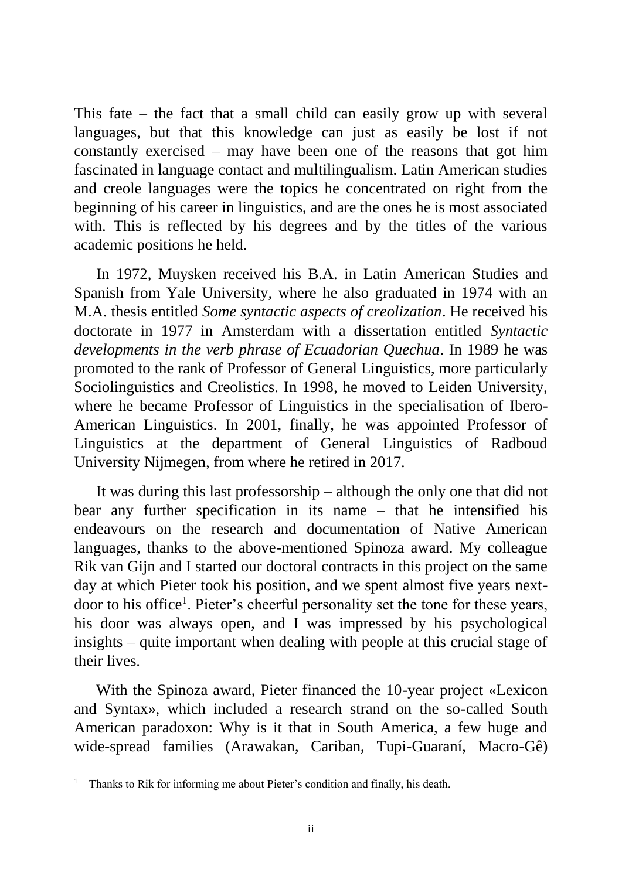This fate – the fact that a small child can easily grow up with several languages, but that this knowledge can just as easily be lost if not constantly exercised – may have been one of the reasons that got him fascinated in language contact and multilingualism. Latin American studies and creole languages were the topics he concentrated on right from the beginning of his career in linguistics, and are the ones he is most associated with. This is reflected by his degrees and by the titles of the various academic positions he held.

In 1972, Muysken received his B.A. in Latin American Studies and Spanish from Yale University, where he also graduated in 1974 with an M.A. thesis entitled *Some syntactic aspects of creolization*. He received his doctorate in 1977 in Amsterdam with a dissertation entitled *Syntactic developments in the verb phrase of Ecuadorian Quechua*. In 1989 he was promoted to the rank of Professor of General Linguistics, more particularly Sociolinguistics and Creolistics. In 1998, he moved to Leiden University, where he became Professor of Linguistics in the specialisation of Ibero-American Linguistics. In 2001, finally, he was appointed Professor of Linguistics at the department of General Linguistics of Radboud University Nijmegen, from where he retired in 2017.

It was during this last professorship – although the only one that did not bear any further specification in its name – that he intensified his endeavours on the research and documentation of Native American languages, thanks to the above-mentioned Spinoza award. My colleague Rik van Gijn and I started our doctoral contracts in this project on the same day at which Pieter took his position, and we spent almost five years next-door to his office[1]. Pieter's cheerful personality set the tone for these years, his door was always open, and I was impressed by his psychological insights – quite important when dealing with people at this crucial stage of their lives.

With the Spinoza award, Pieter financed the 10-year project «Lexicon and Syntax», which included a research strand on the so-called South American paradoxon: Why is it that in South America, a few huge and wide-spread families (Arawakan, Cariban, Tupi-Guaraní, Macro-Gê)

[1] Thanks to Rik for informing me about Pieter's condition and finally, his death.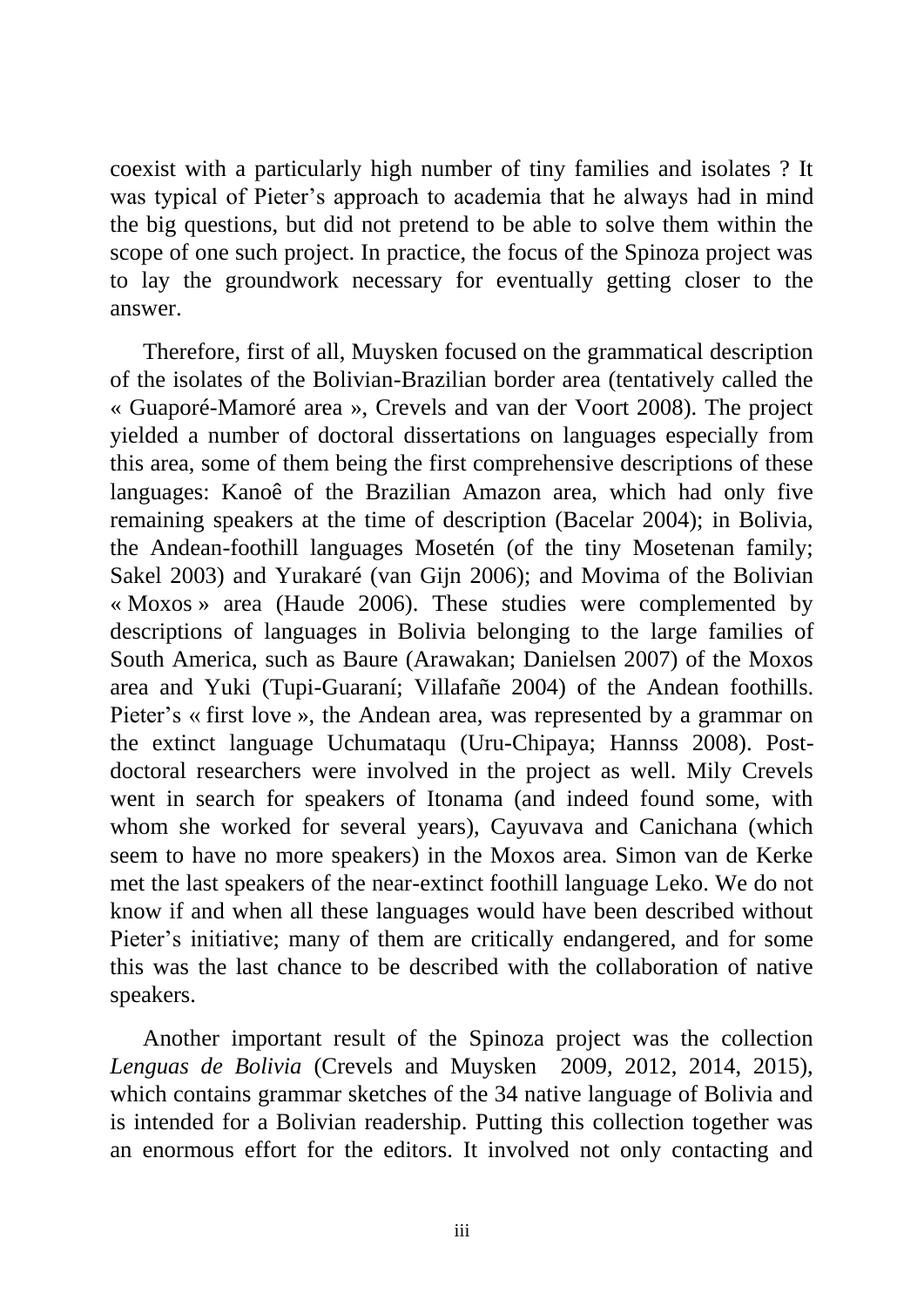coexist with a particularly high number of tiny families and isolates ? It was typical of Pieter's approach to academia that he always had in mind the big questions, but did not pretend to be able to solve them within the scope of one such project. In practice, the focus of the Spinoza project was to lay the groundwork necessary for eventually getting closer to the answer.

Therefore, first of all, Muysken focused on the grammatical description of the isolates of the Bolivian-Brazilian border area (tentatively called the « Guaporé-Mamoré area », Crevels and van der Voort 2008). The project yielded a number of doctoral dissertations on languages especially from this area, some of them being the first comprehensive descriptions of these languages: Kanoê of the Brazilian Amazon area, which had only five remaining speakers at the time of description (Bacelar 2004); in Bolivia, the Andean-foothill languages Mosetén (of the tiny Mosetenan family; Sakel 2003) and Yurakaré (van Gijn 2006); and Movima of the Bolivian « Moxos » area (Haude 2006). These studies were complemented by descriptions of languages in Bolivia belonging to the large families of South America, such as Baure (Arawakan; Danielsen 2007) of the Moxos area and Yuki (Tupi-Guaraní; Villafañe 2004) of the Andean foothills. Pieter's « first love », the Andean area, was represented by a grammar on the extinct language Uchumataqu (Uru-Chipaya; Hannss 2008). Post-doctoral researchers were involved in the project as well. Mily Crevels went in search for speakers of Itonama (and indeed found some, with whom she worked for several years), Cayuvava and Canichana (which seem to have no more speakers) in the Moxos area. Simon van de Kerke met the last speakers of the near-extinct foothill language Leko. We do not know if and when all these languages would have been described without Pieter's initiative; many of them are critically endangered, and for some this was the last chance to be described with the collaboration of native speakers.

Another important result of the Spinoza project was the collection *Lenguas de Bolivia* (Crevels and Muysken 2009, 2012, 2014, 2015), which contains grammar sketches of the 34 native language of Bolivia and is intended for a Bolivian readership. Putting this collection together was an enormous effort for the editors. It involved not only contacting and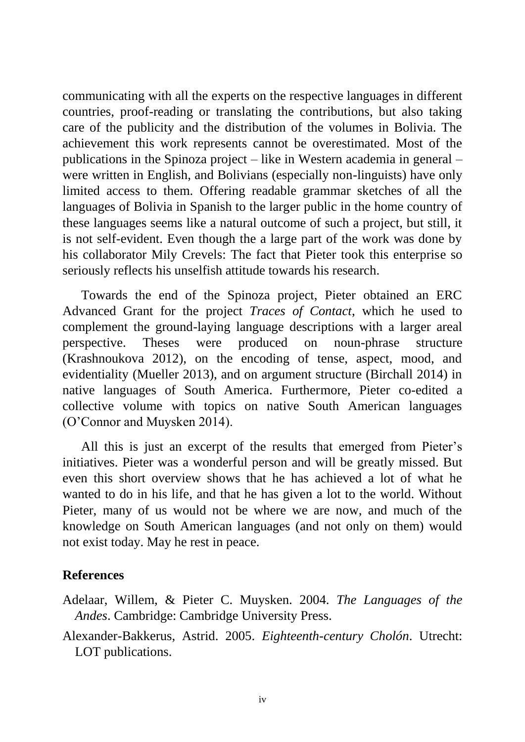communicating with all the experts on the respective languages in different countries, proof-reading or translating the contributions, but also taking care of the publicity and the distribution of the volumes in Bolivia. The achievement this work represents cannot be overestimated. Most of the publications in the Spinoza project – like in Western academia in general – were written in English, and Bolivians (especially non-linguists) have only limited access to them. Offering readable grammar sketches of all the languages of Bolivia in Spanish to the larger public in the home country of these languages seems like a natural outcome of such a project, but still, it is not self-evident. Even though the a large part of the work was done by his collaborator Mily Crevels: The fact that Pieter took this enterprise so seriously reflects his unselfish attitude towards his research.

Towards the end of the Spinoza project, Pieter obtained an ERC Advanced Grant for the project *Traces of Contact*, which he used to complement the ground-laying language descriptions with a larger areal perspective. Theses were produced on noun-phrase structure (Krashnoukova 2012), on the encoding of tense, aspect, mood, and evidentiality (Mueller 2013), and on argument structure (Birchall 2014) in native languages of South America. Furthermore, Pieter co-edited a collective volume with topics on native South American languages (O'Connor and Muysken 2014).

All this is just an excerpt of the results that emerged from Pieter's initiatives. Pieter was a wonderful person and will be greatly missed. But even this short overview shows that he has achieved a lot of what he wanted to do in his life, and that he has given a lot to the world. Without Pieter, many of us would not be where we are now, and much of the knowledge on South American languages (and not only on them) would not exist today. May he rest in peace.

## References

Adelaar, Willem, & Pieter C. Muysken. 2004. *The Languages of the Andes*. Cambridge: Cambridge University Press.

Alexander-Bakkerus, Astrid. 2005. *Eighteenth-century Cholón*. Utrecht: LOT publications.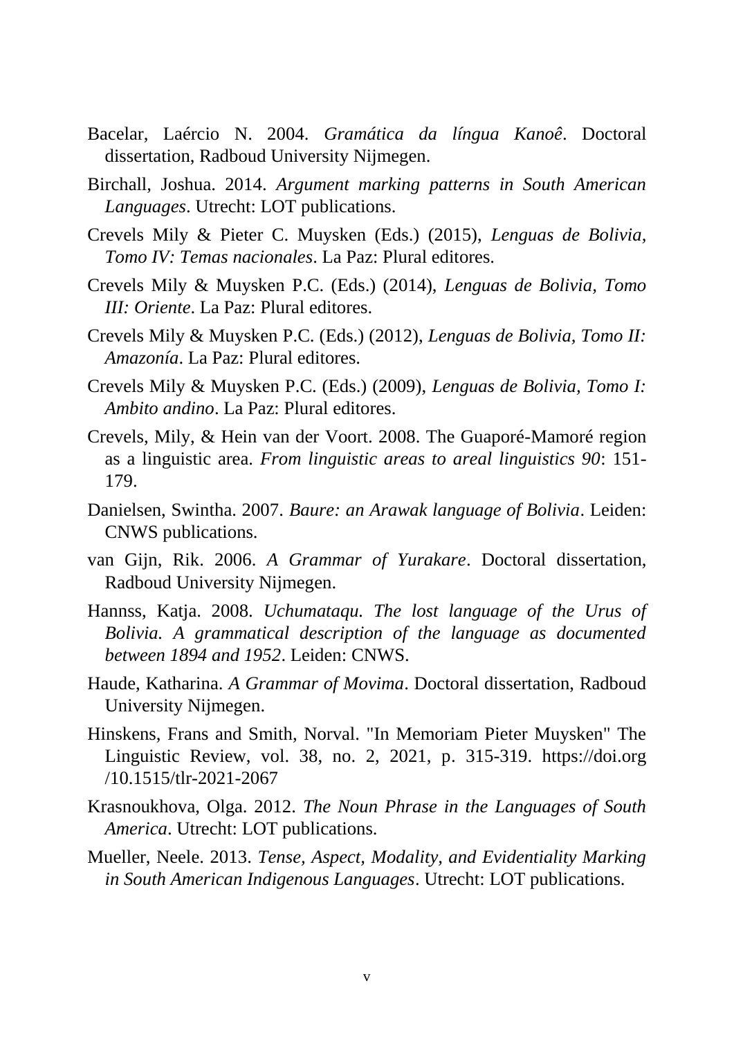Bacelar, Laércio N. 2004. *Gramática da língua Kanoê*. Doctoral dissertation, Radboud University Nijmegen.

Birchall, Joshua. 2014. *Argument marking patterns in South American Languages*. Utrecht: LOT publications.

Crevels Mily & Pieter C. Muysken (Eds.) (2015), *Lenguas de Bolivia, Tomo IV: Temas nacionales*. La Paz: Plural editores.

Crevels Mily & Muysken P.C. (Eds.) (2014), *Lenguas de Bolivia, Tomo III: Oriente*. La Paz: Plural editores.

Crevels Mily & Muysken P.C. (Eds.) (2012), *Lenguas de Bolivia, Tomo II: Amazonía*. La Paz: Plural editores.

Crevels Mily & Muysken P.C. (Eds.) (2009), *Lenguas de Bolivia, Tomo I: Ambito andino*. La Paz: Plural editores.

Crevels, Mily, & Hein van der Voort. 2008. The Guaporé-Mamoré region as a linguistic area. *From linguistic areas to areal linguistics 90*: 151-179.

Danielsen, Swintha. 2007. *Baure: an Arawak language of Bolivia*. Leiden: CNWS publications.

van Gijn, Rik. 2006. *A Grammar of Yurakare*. Doctoral dissertation, Radboud University Nijmegen.

Hannss, Katja. 2008. *Uchumataqu. The lost language of the Urus of Bolivia. A grammatical description of the language as documented between 1894 and 1952*. Leiden: CNWS.

Haude, Katharina. *A Grammar of Movima*. Doctoral dissertation, Radboud University Nijmegen.

Hinskens, Frans and Smith, Norval. "In Memoriam Pieter Muysken" The Linguistic Review, vol. 38, no. 2, 2021, p. 315-319. https://doi.org/10.1515/tlr-2021-2067

Krasnoukhova, Olga. 2012. *The Noun Phrase in the Languages of South America*. Utrecht: LOT publications.

Mueller, Neele. 2013. *Tense, Aspect, Modality, and Evidentiality Marking in South American Indigenous Languages*. Utrecht: LOT publications.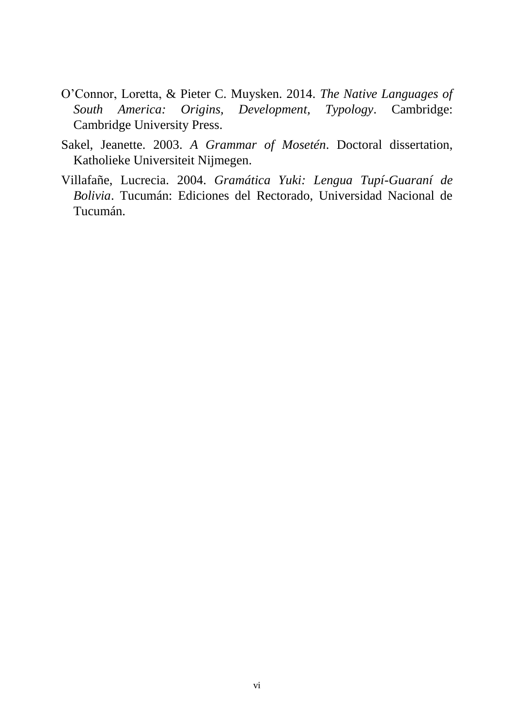O'Connor, Loretta, & Pieter C. Muysken. 2014. *The Native Languages of South America: Origins, Development, Typology*. Cambridge: Cambridge University Press.

Sakel, Jeanette. 2003. *A Grammar of Mosetén*. Doctoral dissertation, Katholieke Universiteit Nijmegen.

Villafañe, Lucrecia. 2004. *Gramática Yuki: Lengua Tupí-Guaraní de Bolivia*. Tucumán: Ediciones del Rectorado, Universidad Nacional de Tucumán.